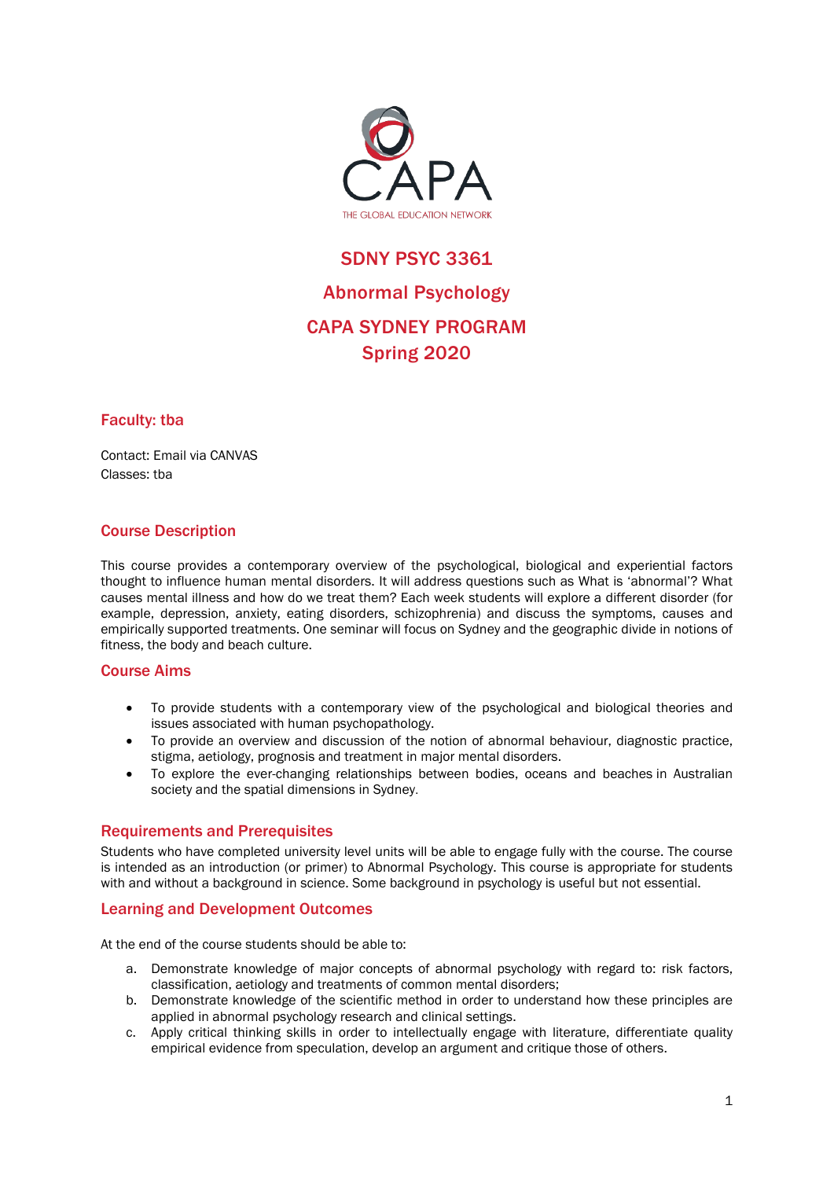CAPA

THE GLOBAL EDUCATION NETWORK

# SDNY PSYC 3361

# Abnormal Psychology

# CAPA SYDNEY PROGRAM
# Spring 2020

## Faculty: tba

Contact: Email via CANVAS
Classes: tba

## Course Description

This course provides a contemporary overview of the psychological, biological and experiential factors thought to influence human mental disorders. It will address questions such as What is 'abnormal'? What causes mental illness and how do we treat them? Each week students will explore a different disorder (for example, depression, anxiety, eating disorders, schizophrenia) and discuss the symptoms, causes and empirically supported treatments. One seminar will focus on Sydney and the geographic divide in notions of fitness, the body and beach culture.

## Course Aims

- To provide students with a contemporary view of the psychological and biological theories and issues associated with human psychopathology.
- To provide an overview and discussion of the notion of abnormal behaviour, diagnostic practice, stigma, aetiology, prognosis and treatment in major mental disorders.
- To explore the ever-changing relationships between bodies, oceans and beaches in Australian society and the spatial dimensions in Sydney.

## Requirements and Prerequisites

Students who have completed university level units will be able to engage fully with the course. The course is intended as an introduction (or primer) to Abnormal Psychology. This course is appropriate for students with and without a background in science. Some background in psychology is useful but not essential.

## Learning and Development Outcomes

At the end of the course students should be able to:

a. Demonstrate knowledge of major concepts of abnormal psychology with regard to: risk factors, classification, aetiology and treatments of common mental disorders;
b. Demonstrate knowledge of the scientific method in order to understand how these principles are applied in abnormal psychology research and clinical settings.
c. Apply critical thinking skills in order to intellectually engage with literature, differentiate quality empirical evidence from speculation, develop an argument and critique those of others.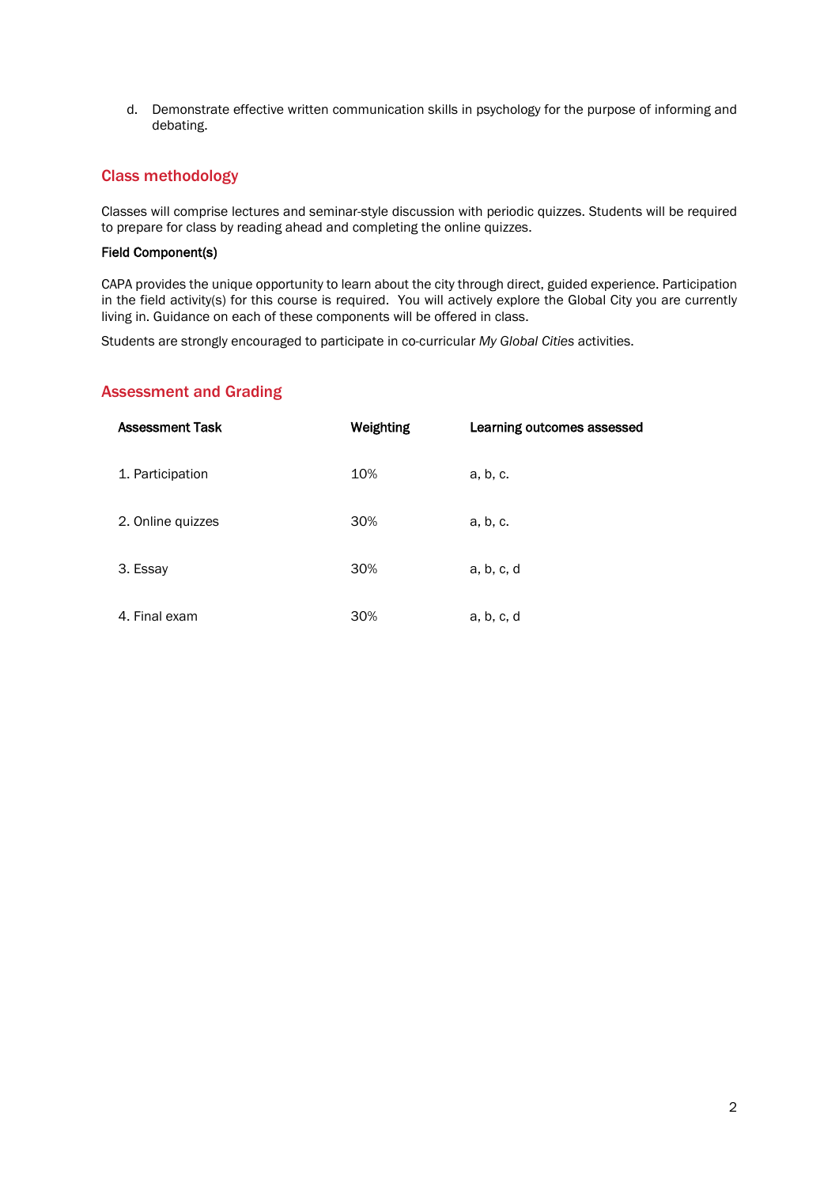d. Demonstrate effective written communication skills in psychology for the purpose of informing and debating.

## Class methodology

Classes will comprise lectures and seminar-style discussion with periodic quizzes. Students will be required to prepare for class by reading ahead and completing the online quizzes.

**Field Component(s)**

CAPA provides the unique opportunity to learn about the city through direct, guided experience. Participation in the field activity(s) for this course is required. You will actively explore the Global City you are currently living in. Guidance on each of these components will be offered in class.

Students are strongly encouraged to participate in co-curricular *My Global Cities* activities.

## Assessment and Grading

| Assessment Task | Weighting | Learning outcomes assessed |
|---|---|---|
| 1. Participation | 10% | a, b, c. |
| 2. Online quizzes | 30% | a, b, c. |
| 3. Essay | 30% | a, b, c, d |
| 4. Final exam | 30% | a, b, c, d |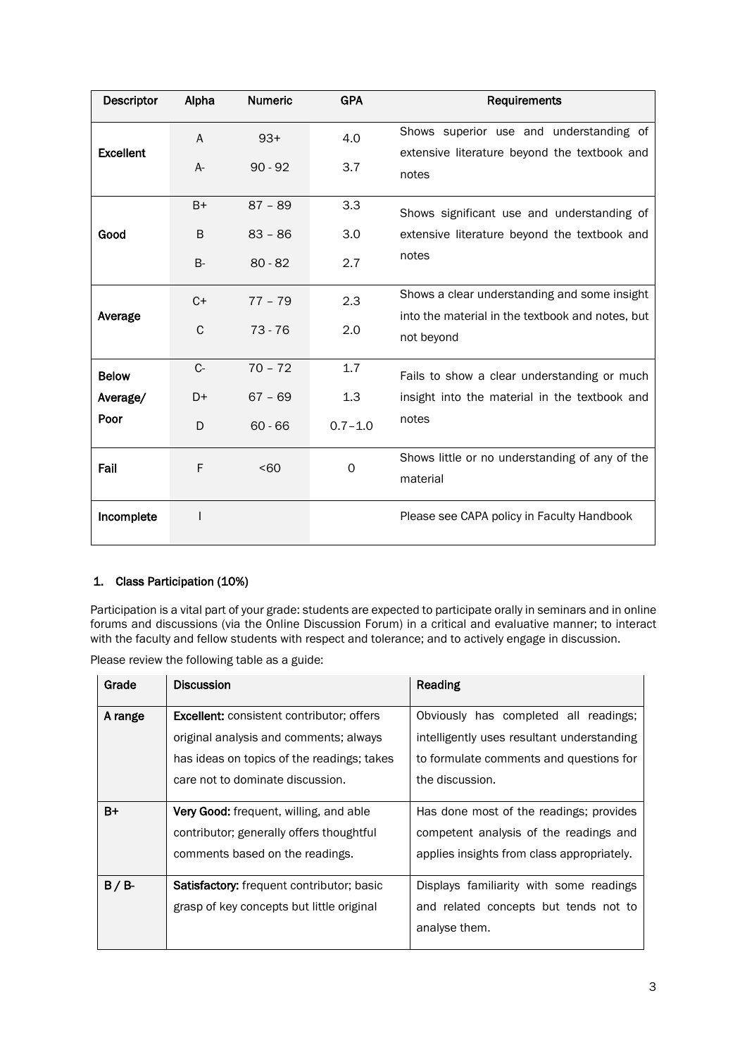| Descriptor | Alpha | Numeric | GPA | Requirements |
|---|---|---|---|---|
| **Excellent** | A | 93+ | 4.0 | Shows superior use and understanding of extensive literature beyond the textbook and notes |
| | A- | 90 - 92 | 3.7 | |
| **Good** | B+ | 87 – 89 | 3.3 | Shows significant use and understanding of extensive literature beyond the textbook and notes |
| | B | 83 – 86 | 3.0 | |
| | B- | 80 - 82 | 2.7 | |
| **Average** | C+ | 77 – 79 | 2.3 | Shows a clear understanding and some insight into the material in the textbook and notes, but not beyond |
| | C | 73 - 76 | 2.0 | |
| **Below Average/ Poor** | C- | 70 – 72 | 1.7 | Fails to show a clear understanding or much insight into the material in the textbook and notes |
| | D+ | 67 – 69 | 1.3 | |
| | D | 60 - 66 | 0.7 – 1.0 | |
| **Fail** | F | <60 | 0 | Shows little or no understanding of any of the material |
| **Incomplete** | I | | | Please see CAPA policy in Faculty Handbook |

## 1. Class Participation (10%)

Participation is a vital part of your grade: students are expected to participate orally in seminars and in online forums and discussions (via the Online Discussion Forum) in a critical and evaluative manner; to interact with the faculty and fellow students with respect and tolerance; and to actively engage in discussion.

Please review the following table as a guide:

| Grade | Discussion | Reading |
|---|---|---|
| **A range** | **Excellent:** consistent contributor; offers original analysis and comments; always has ideas on topics of the readings; takes care not to dominate discussion. | Obviously has completed all readings; intelligently uses resultant understanding to formulate comments and questions for the discussion. |
| **B+** | **Very Good:** frequent, willing, and able contributor; generally offers thoughtful comments based on the readings. | Has done most of the readings; provides competent analysis of the readings and applies insights from class appropriately. |
| **B / B-** | **Satisfactory:** frequent contributor; basic grasp of key concepts but little original | Displays familiarity with some readings and related concepts but tends not to analyse them. |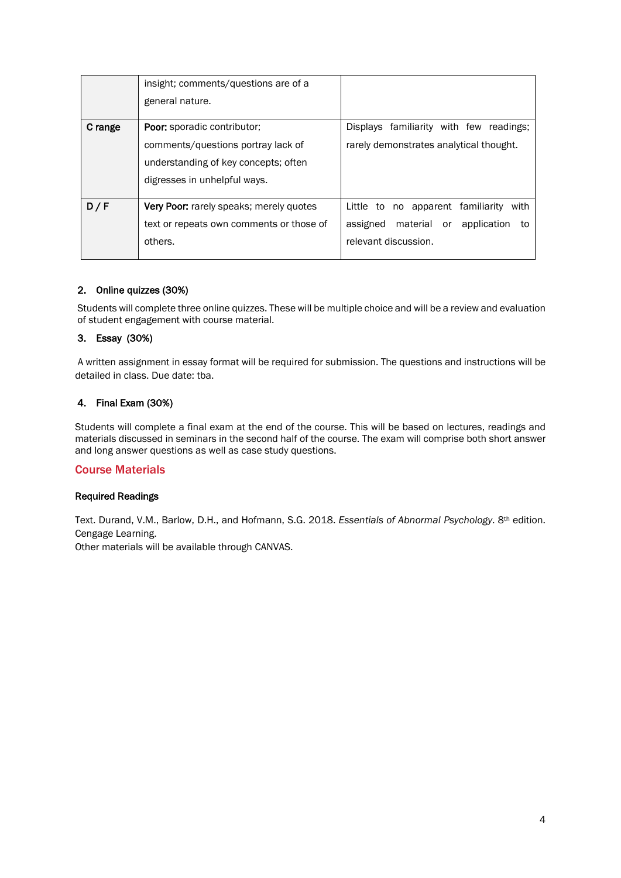| | | |
|---|---|---|
| | insight; comments/questions are of a general nature. | |
| **C range** | **Poor:** sporadic contributor; comments/questions portray lack of understanding of key concepts; often digresses in unhelpful ways. | Displays familiarity with few readings; rarely demonstrates analytical thought. |
| **D / F** | **Very Poor:** rarely speaks; merely quotes text or repeats own comments or those of others. | Little to no apparent familiarity with assigned material or application to relevant discussion. |

### 2. Online quizzes (30%)

Students will complete three online quizzes. These will be multiple choice and will be a review and evaluation of student engagement with course material.

### 3. Essay (30%)

A written assignment in essay format will be required for submission. The questions and instructions will be detailed in class. Due date: tba.

### 4. Final Exam (30%)

Students will complete a final exam at the end of the course. This will be based on lectures, readings and materials discussed in seminars in the second half of the course. The exam will comprise both short answer and long answer questions as well as case study questions.

## Course Materials

### Required Readings

Text. Durand, V.M., Barlow, D.H., and Hofmann, S.G. 2018. *Essentials of Abnormal Psychology*. 8th edition. Cengage Learning.
Other materials will be available through CANVAS.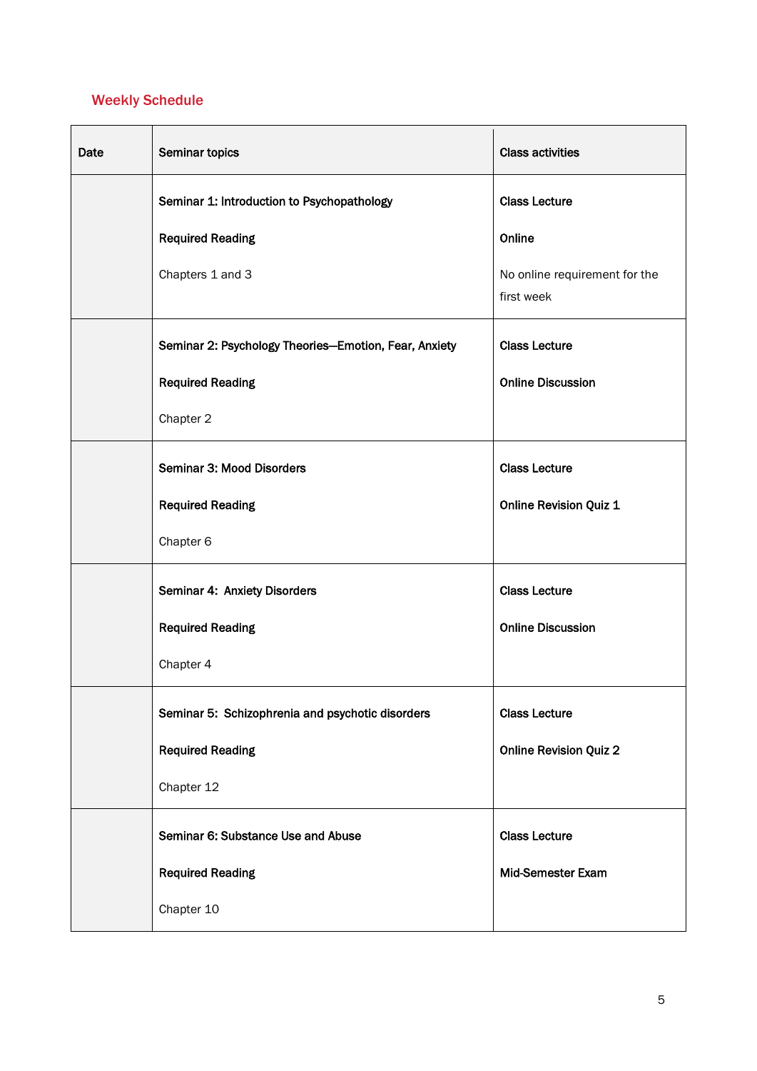## Weekly Schedule

| Date | Seminar topics | Class activities |
|---|---|---|
| | **Seminar 1: Introduction to Psychopathology**<br><br>**Required Reading**<br><br>Chapters 1 and 3 | **Class Lecture**<br><br>**Online**<br><br>No online requirement for the first week |
| | **Seminar 2: Psychology Theories—Emotion, Fear, Anxiety**<br><br>**Required Reading**<br><br>Chapter 2 | **Class Lecture**<br><br>**Online Discussion** |
| | **Seminar 3: Mood Disorders**<br><br>**Required Reading**<br><br>Chapter 6 | **Class Lecture**<br><br>**Online Revision Quiz 1** |
| | **Seminar 4: Anxiety Disorders**<br><br>**Required Reading**<br><br>Chapter 4 | **Class Lecture**<br><br>**Online Discussion** |
| | **Seminar 5: Schizophrenia and psychotic disorders**<br><br>**Required Reading**<br><br>Chapter 12 | **Class Lecture**<br><br>**Online Revision Quiz 2** |
| | **Seminar 6: Substance Use and Abuse**<br><br>**Required Reading**<br><br>Chapter 10 | **Class Lecture**<br><br>**Mid-Semester Exam** |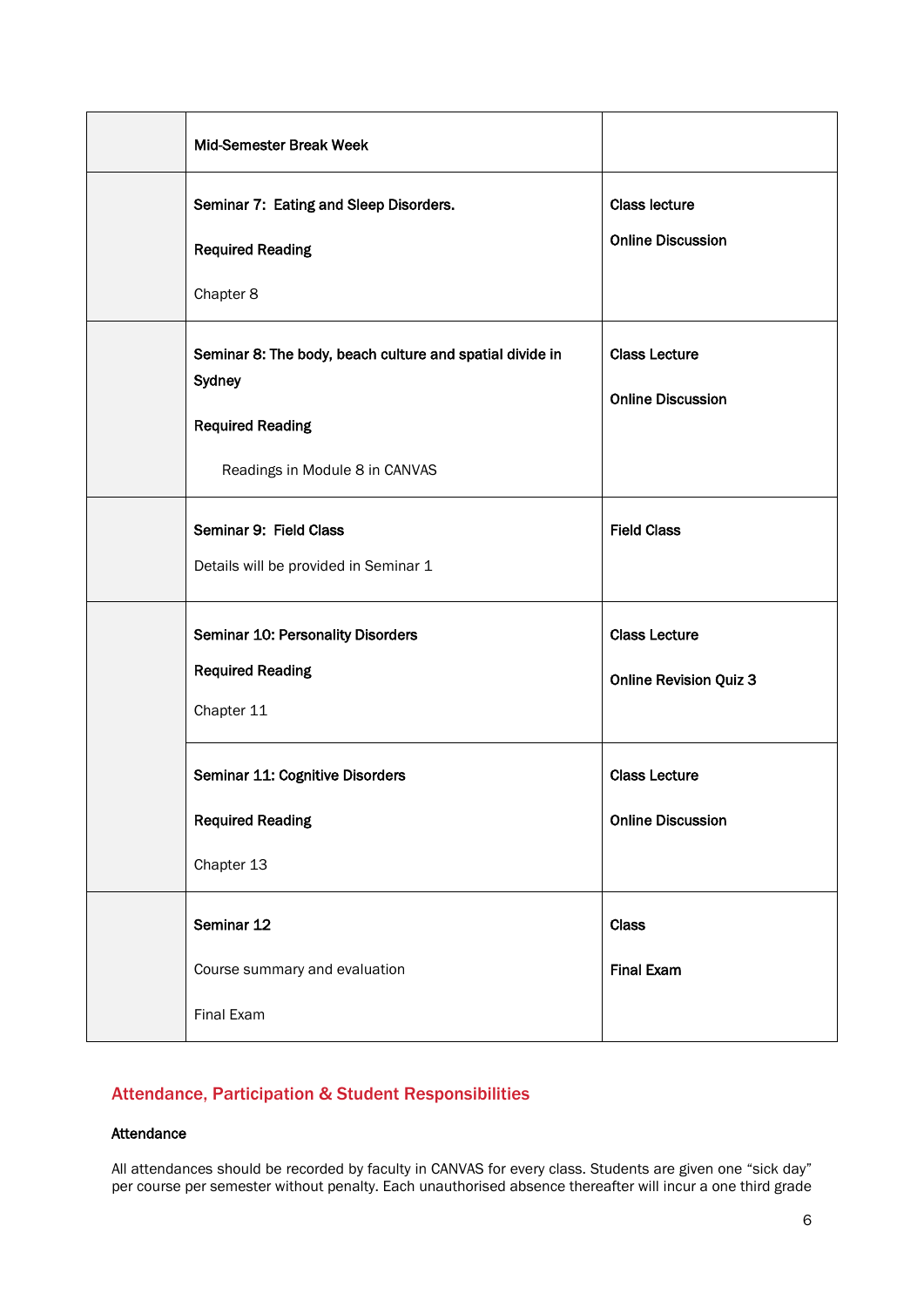| | | |
|---|---|---|
| | **Mid-Semester Break Week** | |
| | **Seminar 7: Eating and Sleep Disorders.**<br><br>**Required Reading**<br><br>Chapter 8 | **Class lecture**<br><br>**Online Discussion** |
| | **Seminar 8: The body, beach culture and spatial divide in Sydney**<br><br>**Required Reading**<br><br>Readings in Module 8 in CANVAS | **Class Lecture**<br><br>**Online Discussion** |
| | **Seminar 9: Field Class**<br><br>Details will be provided in Seminar 1 | **Field Class** |
| | **Seminar 10: Personality Disorders**<br><br>**Required Reading**<br><br>Chapter 11 | **Class Lecture**<br><br>**Online Revision Quiz 3** |
| | **Seminar 11: Cognitive Disorders**<br><br>**Required Reading**<br><br>Chapter 13 | **Class Lecture**<br><br>**Online Discussion** |
| | **Seminar 12**<br><br>Course summary and evaluation<br><br>Final Exam | **Class**<br><br>**Final Exam** |

## Attendance, Participation & Student Responsibilities

### Attendance

All attendances should be recorded by faculty in CANVAS for every class. Students are given one "sick day" per course per semester without penalty. Each unauthorised absence thereafter will incur a one third grade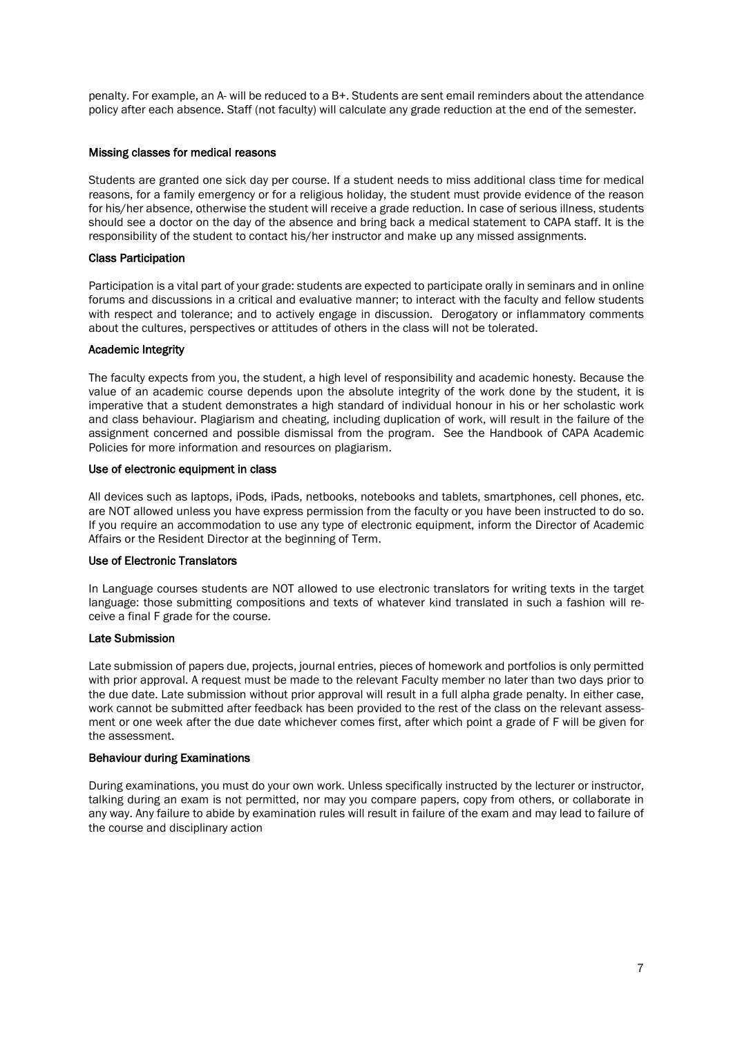penalty. For example, an A- will be reduced to a B+. Students are sent email reminders about the attendance policy after each absence. Staff (not faculty) will calculate any grade reduction at the end of the semester.

### Missing classes for medical reasons

Students are granted one sick day per course. If a student needs to miss additional class time for medical reasons, for a family emergency or for a religious holiday, the student must provide evidence of the reason for his/her absence, otherwise the student will receive a grade reduction. In case of serious illness, students should see a doctor on the day of the absence and bring back a medical statement to CAPA staff. It is the responsibility of the student to contact his/her instructor and make up any missed assignments.

### Class Participation

Participation is a vital part of your grade: students are expected to participate orally in seminars and in online forums and discussions in a critical and evaluative manner; to interact with the faculty and fellow students with respect and tolerance; and to actively engage in discussion. Derogatory or inflammatory comments about the cultures, perspectives or attitudes of others in the class will not be tolerated.

### Academic Integrity

The faculty expects from you, the student, a high level of responsibility and academic honesty. Because the value of an academic course depends upon the absolute integrity of the work done by the student, it is imperative that a student demonstrates a high standard of individual honour in his or her scholastic work and class behaviour. Plagiarism and cheating, including duplication of work, will result in the failure of the assignment concerned and possible dismissal from the program. See the Handbook of CAPA Academic Policies for more information and resources on plagiarism.

### Use of electronic equipment in class

All devices such as laptops, iPods, iPads, netbooks, notebooks and tablets, smartphones, cell phones, etc. are NOT allowed unless you have express permission from the faculty or you have been instructed to do so. If you require an accommodation to use any type of electronic equipment, inform the Director of Academic Affairs or the Resident Director at the beginning of Term.

### Use of Electronic Translators

In Language courses students are NOT allowed to use electronic translators for writing texts in the target language: those submitting compositions and texts of whatever kind translated in such a fashion will receive a final F grade for the course.

### Late Submission

Late submission of papers due, projects, journal entries, pieces of homework and portfolios is only permitted with prior approval. A request must be made to the relevant Faculty member no later than two days prior to the due date. Late submission without prior approval will result in a full alpha grade penalty. In either case, work cannot be submitted after feedback has been provided to the rest of the class on the relevant assessment or one week after the due date whichever comes first, after which point a grade of F will be given for the assessment.

### Behaviour during Examinations

During examinations, you must do your own work. Unless specifically instructed by the lecturer or instructor, talking during an exam is not permitted, nor may you compare papers, copy from others, or collaborate in any way. Any failure to abide by examination rules will result in failure of the exam and may lead to failure of the course and disciplinary action